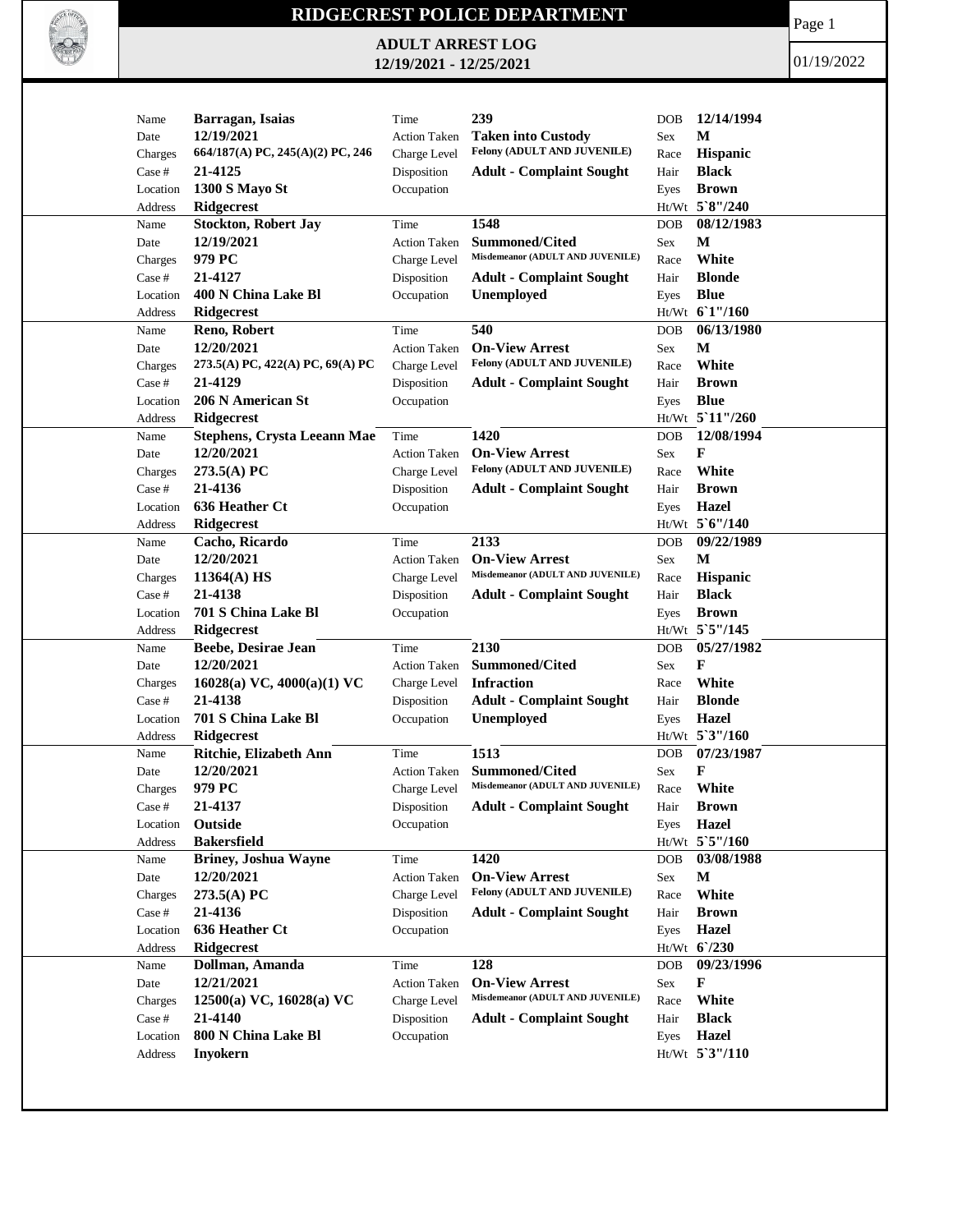# RIDGECREST POLICE DEPARTMENT

## ADULT ARREST LOG
## 12/19/2021 - 12/25/2021

01/19/2022

| Name | Barragan, Isaias | Time | 239 | DOB | 12/14/1994 |
|---|---|---|---|---|---|
| Date | 12/19/2021 | Action Taken | Taken into Custody | Sex | M |
| Charges | 664/187(A) PC, 245(A)(2) PC, 246 | Charge Level | Felony (ADULT AND JUVENILE) | Race | Hispanic |
| Case # | 21-4125 | Disposition | Adult - Complaint Sought | Hair | Black |
| Location | 1300 S Mayo St | Occupation | | Eyes | Brown |
| Address | Ridgecrest | | | Ht/Wt | 5`8"/240 |

| Name | Stockton, Robert Jay | Time | 1548 | DOB | 08/12/1983 |
|---|---|---|---|---|---|
| Date | 12/19/2021 | Action Taken | Summoned/Cited | Sex | M |
| Charges | 979 PC | Charge Level | Misdemeanor (ADULT AND JUVENILE) | Race | White |
| Case # | 21-4127 | Disposition | Adult - Complaint Sought | Hair | Blonde |
| Location | 400 N China Lake Bl | Occupation | Unemployed | Eyes | Blue |
| Address | Ridgecrest | | | Ht/Wt | 6`1"/160 |

| Name | Reno, Robert | Time | 540 | DOB | 06/13/1980 |
|---|---|---|---|---|---|
| Date | 12/20/2021 | Action Taken | On-View Arrest | Sex | M |
| Charges | 273.5(A) PC, 422(A) PC, 69(A) PC | Charge Level | Felony (ADULT AND JUVENILE) | Race | White |
| Case # | 21-4129 | Disposition | Adult - Complaint Sought | Hair | Brown |
| Location | 206 N American St | Occupation | | Eyes | Blue |
| Address | Ridgecrest | | | Ht/Wt | 5`11"/260 |

| Name | Stephens, Crysta Leeann Mae | Time | 1420 | DOB | 12/08/1994 |
|---|---|---|---|---|---|
| Date | 12/20/2021 | Action Taken | On-View Arrest | Sex | F |
| Charges | 273.5(A) PC | Charge Level | Felony (ADULT AND JUVENILE) | Race | White |
| Case # | 21-4136 | Disposition | Adult - Complaint Sought | Hair | Brown |
| Location | 636 Heather Ct | Occupation | | Eyes | Hazel |
| Address | Ridgecrest | | | Ht/Wt | 5`6"/140 |

| Name | Cacho, Ricardo | Time | 2133 | DOB | 09/22/1989 |
|---|---|---|---|---|---|
| Date | 12/20/2021 | Action Taken | On-View Arrest | Sex | M |
| Charges | 11364(A) HS | Charge Level | Misdemeanor (ADULT AND JUVENILE) | Race | Hispanic |
| Case # | 21-4138 | Disposition | Adult - Complaint Sought | Hair | Black |
| Location | 701 S China Lake Bl | Occupation | | Eyes | Brown |
| Address | Ridgecrest | | | Ht/Wt | 5`5"/145 |

| Name | Beebe, Desirae Jean | Time | 2130 | DOB | 05/27/1982 |
|---|---|---|---|---|---|
| Date | 12/20/2021 | Action Taken | Summoned/Cited | Sex | F |
| Charges | 16028(a) VC, 4000(a)(1) VC | Charge Level | Infraction | Race | White |
| Case # | 21-4138 | Disposition | Adult - Complaint Sought | Hair | Blonde |
| Location | 701 S China Lake Bl | Occupation | Unemployed | Eyes | Hazel |
| Address | Ridgecrest | | | Ht/Wt | 5`3"/160 |

| Name | Ritchie, Elizabeth Ann | Time | 1513 | DOB | 07/23/1987 |
|---|---|---|---|---|---|
| Date | 12/20/2021 | Action Taken | Summoned/Cited | Sex | F |
| Charges | 979 PC | Charge Level | Misdemeanor (ADULT AND JUVENILE) | Race | White |
| Case # | 21-4137 | Disposition | Adult - Complaint Sought | Hair | Brown |
| Location | Outside | Occupation | | Eyes | Hazel |
| Address | Bakersfield | | | Ht/Wt | 5`5"/160 |

| Name | Briney, Joshua Wayne | Time | 1420 | DOB | 03/08/1988 |
|---|---|---|---|---|---|
| Date | 12/20/2021 | Action Taken | On-View Arrest | Sex | M |
| Charges | 273.5(A) PC | Charge Level | Felony (ADULT AND JUVENILE) | Race | White |
| Case # | 21-4136 | Disposition | Adult - Complaint Sought | Hair | Brown |
| Location | 636 Heather Ct | Occupation | | Eyes | Hazel |
| Address | Ridgecrest | | | Ht/Wt | 6`/230 |

| Name | Dollman, Amanda | Time | 128 | DOB | 09/23/1996 |
|---|---|---|---|---|---|
| Date | 12/21/2021 | Action Taken | On-View Arrest | Sex | F |
| Charges | 12500(a) VC, 16028(a) VC | Charge Level | Misdemeanor (ADULT AND JUVENILE) | Race | White |
| Case # | 21-4140 | Disposition | Adult - Complaint Sought | Hair | Black |
| Location | 800 N China Lake Bl | Occupation | | Eyes | Hazel |
| Address | Inyokern | | | Ht/Wt | 5`3"/110 |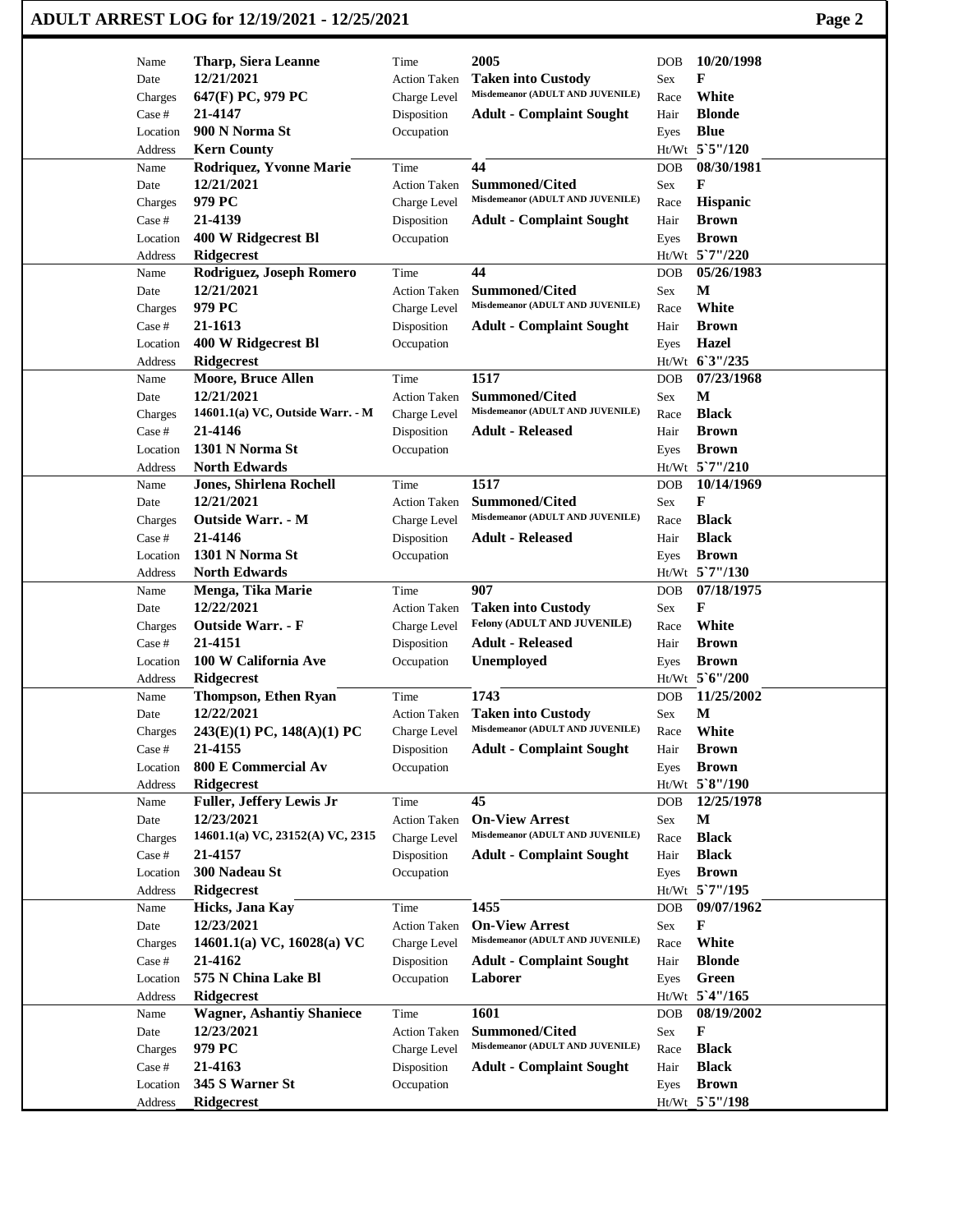# ADULT ARREST LOG for 12/19/2021 - 12/25/2021

| Name | Tharp, Siera Leanne | Time | 2005 | DOB | 10/20/1998 |
|---|---|---|---|---|---|
| Date | 12/21/2021 | Action Taken | Taken into Custody | Sex | F |
| Charges | 647(F) PC, 979 PC | Charge Level | Misdemeanor (ADULT AND JUVENILE) | Race | White |
| Case # | 21-4147 | Disposition | Adult - Complaint Sought | Hair | Blonde |
| Location | 900 N Norma St | Occupation | | Eyes | Blue |
| Address | Kern County | | | Ht/Wt | 5`5"/120 |

| Name | Rodriquez, Yvonne Marie | Time | 44 | DOB | 08/30/1981 |
|---|---|---|---|---|---|
| Date | 12/21/2021 | Action Taken | Summoned/Cited | Sex | F |
| Charges | 979 PC | Charge Level | Misdemeanor (ADULT AND JUVENILE) | Race | Hispanic |
| Case # | 21-4139 | Disposition | Adult - Complaint Sought | Hair | Brown |
| Location | 400 W Ridgecrest Bl | Occupation | | Eyes | Brown |
| Address | Ridgecrest | | | Ht/Wt | 5`7"/220 |

| Name | Rodriguez, Joseph Romero | Time | 44 | DOB | 05/26/1983 |
|---|---|---|---|---|---|
| Date | 12/21/2021 | Action Taken | Summoned/Cited | Sex | M |
| Charges | 979 PC | Charge Level | Misdemeanor (ADULT AND JUVENILE) | Race | White |
| Case # | 21-1613 | Disposition | Adult - Complaint Sought | Hair | Brown |
| Location | 400 W Ridgecrest Bl | Occupation | | Eyes | Hazel |
| Address | Ridgecrest | | | Ht/Wt | 6`3"/235 |

| Name | Moore, Bruce Allen | Time | 1517 | DOB | 07/23/1968 |
|---|---|---|---|---|---|
| Date | 12/21/2021 | Action Taken | Summoned/Cited | Sex | M |
| Charges | 14601.1(a) VC, Outside Warr. - M | Charge Level | Misdemeanor (ADULT AND JUVENILE) | Race | Black |
| Case # | 21-4146 | Disposition | Adult - Released | Hair | Brown |
| Location | 1301 N Norma St | Occupation | | Eyes | Brown |
| Address | North Edwards | | | Ht/Wt | 5`7"/210 |

| Name | Jones, Shirlena Rochell | Time | 1517 | DOB | 10/14/1969 |
|---|---|---|---|---|---|
| Date | 12/21/2021 | Action Taken | Summoned/Cited | Sex | F |
| Charges | Outside Warr. - M | Charge Level | Misdemeanor (ADULT AND JUVENILE) | Race | Black |
| Case # | 21-4146 | Disposition | Adult - Released | Hair | Black |
| Location | 1301 N Norma St | Occupation | | Eyes | Brown |
| Address | North Edwards | | | Ht/Wt | 5`7"/130 |

| Name | Menga, Tika Marie | Time | 907 | DOB | 07/18/1975 |
|---|---|---|---|---|---|
| Date | 12/22/2021 | Action Taken | Taken into Custody | Sex | F |
| Charges | Outside Warr. - F | Charge Level | Felony (ADULT AND JUVENILE) | Race | White |
| Case # | 21-4151 | Disposition | Adult - Released | Hair | Brown |
| Location | 100 W California Ave | Occupation | Unemployed | Eyes | Brown |
| Address | Ridgecrest | | | Ht/Wt | 5`6"/200 |

| Name | Thompson, Ethen Ryan | Time | 1743 | DOB | 11/25/2002 |
|---|---|---|---|---|---|
| Date | 12/22/2021 | Action Taken | Taken into Custody | Sex | M |
| Charges | 243(E)(1) PC, 148(A)(1) PC | Charge Level | Misdemeanor (ADULT AND JUVENILE) | Race | White |
| Case # | 21-4155 | Disposition | Adult - Complaint Sought | Hair | Brown |
| Location | 800 E Commercial Av | Occupation | | Eyes | Brown |
| Address | Ridgecrest | | | Ht/Wt | 5`8"/190 |

| Name | Fuller, Jeffery Lewis Jr | Time | 45 | DOB | 12/25/1978 |
|---|---|---|---|---|---|
| Date | 12/23/2021 | Action Taken | On-View Arrest | Sex | M |
| Charges | 14601.1(a) VC, 23152(A) VC, 2315 | Charge Level | Misdemeanor (ADULT AND JUVENILE) | Race | Black |
| Case # | 21-4157 | Disposition | Adult - Complaint Sought | Hair | Black |
| Location | 300 Nadeau St | Occupation | | Eyes | Brown |
| Address | Ridgecrest | | | Ht/Wt | 5`7"/195 |

| Name | Hicks, Jana Kay | Time | 1455 | DOB | 09/07/1962 |
|---|---|---|---|---|---|
| Date | 12/23/2021 | Action Taken | On-View Arrest | Sex | F |
| Charges | 14601.1(a) VC, 16028(a) VC | Charge Level | Misdemeanor (ADULT AND JUVENILE) | Race | White |
| Case # | 21-4162 | Disposition | Adult - Complaint Sought | Hair | Blonde |
| Location | 575 N China Lake Bl | Occupation | Laborer | Eyes | Green |
| Address | Ridgecrest | | | Ht/Wt | 5`4"/165 |

| Name | Wagner, Ashantiy Shaniece | Time | 1601 | DOB | 08/19/2002 |
|---|---|---|---|---|---|
| Date | 12/23/2021 | Action Taken | Summoned/Cited | Sex | F |
| Charges | 979 PC | Charge Level | Misdemeanor (ADULT AND JUVENILE) | Race | Black |
| Case # | 21-4163 | Disposition | Adult - Complaint Sought | Hair | Black |
| Location | 345 S Warner St | Occupation | | Eyes | Brown |
| Address | Ridgecrest | | | Ht/Wt | 5`5"/198 |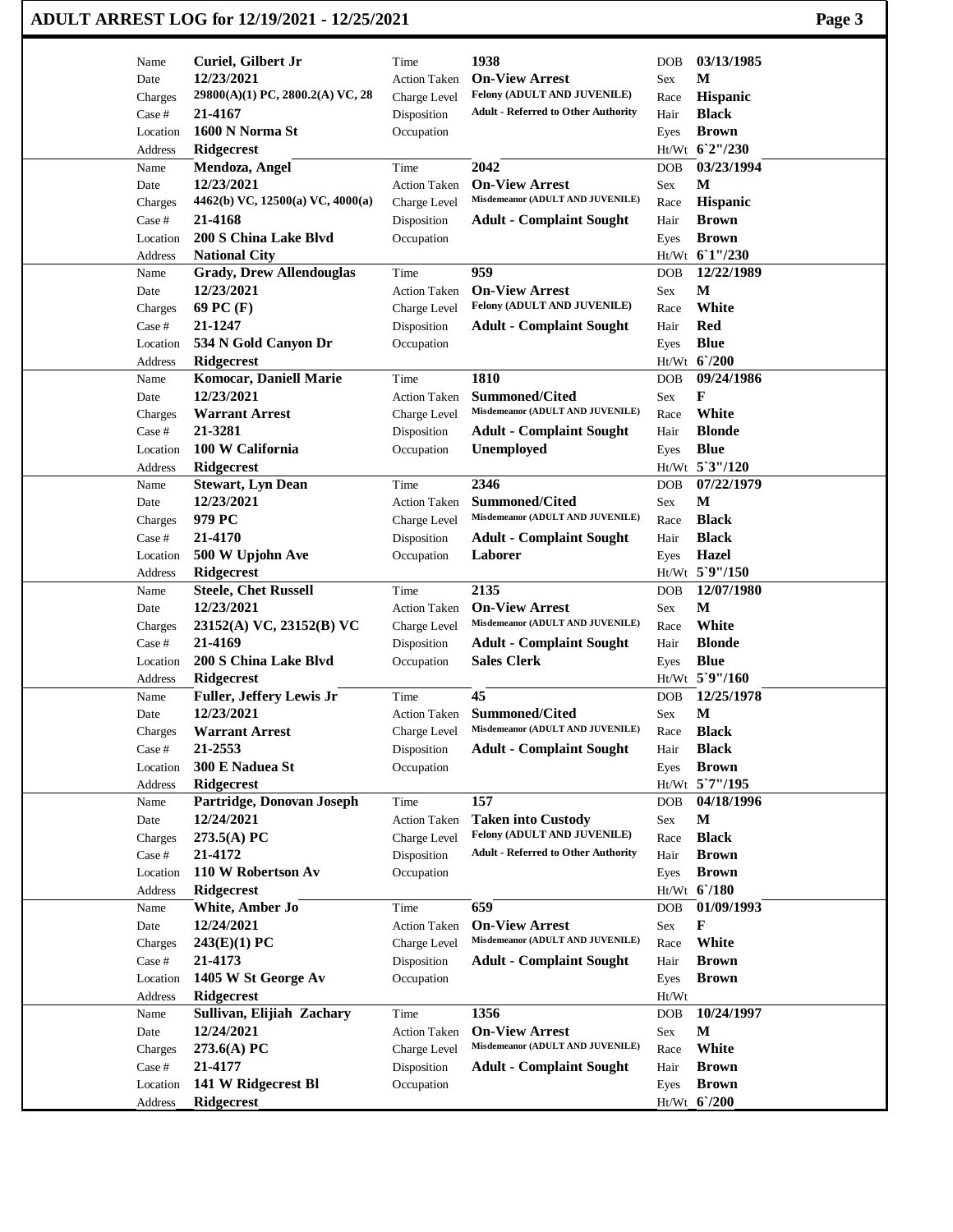# ADULT ARREST LOG for 12/19/2021 - 12/25/2021

| Name | Curiel, Gilbert Jr | Time | 1938 | DOB | 03/13/1985 |
|---|---|---|---|---|---|
| Date | 12/23/2021 | Action Taken | On-View Arrest | Sex | M |
| Charges | 29800(A)(1) PC, 2800.2(A) VC, 28 | Charge Level | Felony (ADULT AND JUVENILE) | Race | Hispanic |
| Case # | 21-4167 | Disposition | Adult - Referred to Other Authority | Hair | Black |
| Location | 1600 N Norma St | Occupation | | Eyes | Brown |
| Address | Ridgecrest | | | Ht/Wt | 6`2"/230 |

| Name | Mendoza, Angel | Time | 2042 | DOB | 03/23/1994 |
|---|---|---|---|---|---|
| Date | 12/23/2021 | Action Taken | On-View Arrest | Sex | M |
| Charges | 4462(b) VC, 12500(a) VC, 4000(a) | Charge Level | Misdemeanor (ADULT AND JUVENILE) | Race | Hispanic |
| Case # | 21-4168 | Disposition | Adult - Complaint Sought | Hair | Brown |
| Location | 200 S China Lake Blvd | Occupation | | Eyes | Brown |
| Address | National City | | | Ht/Wt | 6`1"/230 |

| Name | Grady, Drew Allendouglas | Time | 959 | DOB | 12/22/1989 |
|---|---|---|---|---|---|
| Date | 12/23/2021 | Action Taken | On-View Arrest | Sex | M |
| Charges | 69 PC (F) | Charge Level | Felony (ADULT AND JUVENILE) | Race | White |
| Case # | 21-1247 | Disposition | Adult - Complaint Sought | Hair | Red |
| Location | 534 N Gold Canyon Dr | Occupation | | Eyes | Blue |
| Address | Ridgecrest | | | Ht/Wt | 6`/200 |

| Name | Komocar, Daniell Marie | Time | 1810 | DOB | 09/24/1986 |
|---|---|---|---|---|---|
| Date | 12/23/2021 | Action Taken | Summoned/Cited | Sex | F |
| Charges | Warrant Arrest | Charge Level | Misdemeanor (ADULT AND JUVENILE) | Race | White |
| Case # | 21-3281 | Disposition | Adult - Complaint Sought | Hair | Blonde |
| Location | 100 W California | Occupation | Unemployed | Eyes | Blue |
| Address | Ridgecrest | | | Ht/Wt | 5`3"/120 |

| Name | Stewart, Lyn Dean | Time | 2346 | DOB | 07/22/1979 |
|---|---|---|---|---|---|
| Date | 12/23/2021 | Action Taken | Summoned/Cited | Sex | M |
| Charges | 979 PC | Charge Level | Misdemeanor (ADULT AND JUVENILE) | Race | Black |
| Case # | 21-4170 | Disposition | Adult - Complaint Sought | Hair | Black |
| Location | 500 W Upjohn Ave | Occupation | Laborer | Eyes | Hazel |
| Address | Ridgecrest | | | Ht/Wt | 5`9"/150 |

| Name | Steele, Chet Russell | Time | 2135 | DOB | 12/07/1980 |
|---|---|---|---|---|---|
| Date | 12/23/2021 | Action Taken | On-View Arrest | Sex | M |
| Charges | 23152(A) VC, 23152(B) VC | Charge Level | Misdemeanor (ADULT AND JUVENILE) | Race | White |
| Case # | 21-4169 | Disposition | Adult - Complaint Sought | Hair | Blonde |
| Location | 200 S China Lake Blvd | Occupation | Sales Clerk | Eyes | Blue |
| Address | Ridgecrest | | | Ht/Wt | 5`9"/160 |

| Name | Fuller, Jeffery Lewis Jr | Time | 45 | DOB | 12/25/1978 |
|---|---|---|---|---|---|
| Date | 12/23/2021 | Action Taken | Summoned/Cited | Sex | M |
| Charges | Warrant Arrest | Charge Level | Misdemeanor (ADULT AND JUVENILE) | Race | Black |
| Case # | 21-2553 | Disposition | Adult - Complaint Sought | Hair | Black |
| Location | 300 E Naduea St | Occupation | | Eyes | Brown |
| Address | Ridgecrest | | | Ht/Wt | 5`7"/195 |

| Name | Partridge, Donovan Joseph | Time | 157 | DOB | 04/18/1996 |
|---|---|---|---|---|---|
| Date | 12/24/2021 | Action Taken | Taken into Custody | Sex | M |
| Charges | 273.5(A) PC | Charge Level | Felony (ADULT AND JUVENILE) | Race | Black |
| Case # | 21-4172 | Disposition | Adult - Referred to Other Authority | Hair | Brown |
| Location | 110 W Robertson Av | Occupation | | Eyes | Brown |
| Address | Ridgecrest | | | Ht/Wt | 6`/180 |

| Name | White, Amber Jo | Time | 659 | DOB | 01/09/1993 |
|---|---|---|---|---|---|
| Date | 12/24/2021 | Action Taken | On-View Arrest | Sex | F |
| Charges | 243(E)(1) PC | Charge Level | Misdemeanor (ADULT AND JUVENILE) | Race | White |
| Case # | 21-4173 | Disposition | Adult - Complaint Sought | Hair | Brown |
| Location | 1405 W St George Av | Occupation | | Eyes | Brown |
| Address | Ridgecrest | | | Ht/Wt | |

| Name | Sullivan, Elijiah Zachary | Time | 1356 | DOB | 10/24/1997 |
|---|---|---|---|---|---|
| Date | 12/24/2021 | Action Taken | On-View Arrest | Sex | M |
| Charges | 273.6(A) PC | Charge Level | Misdemeanor (ADULT AND JUVENILE) | Race | White |
| Case # | 21-4177 | Disposition | Adult - Complaint Sought | Hair | Brown |
| Location | 141 W Ridgecrest Bl | Occupation | | Eyes | Brown |
| Address | Ridgecrest | | | Ht/Wt | 6`/200 |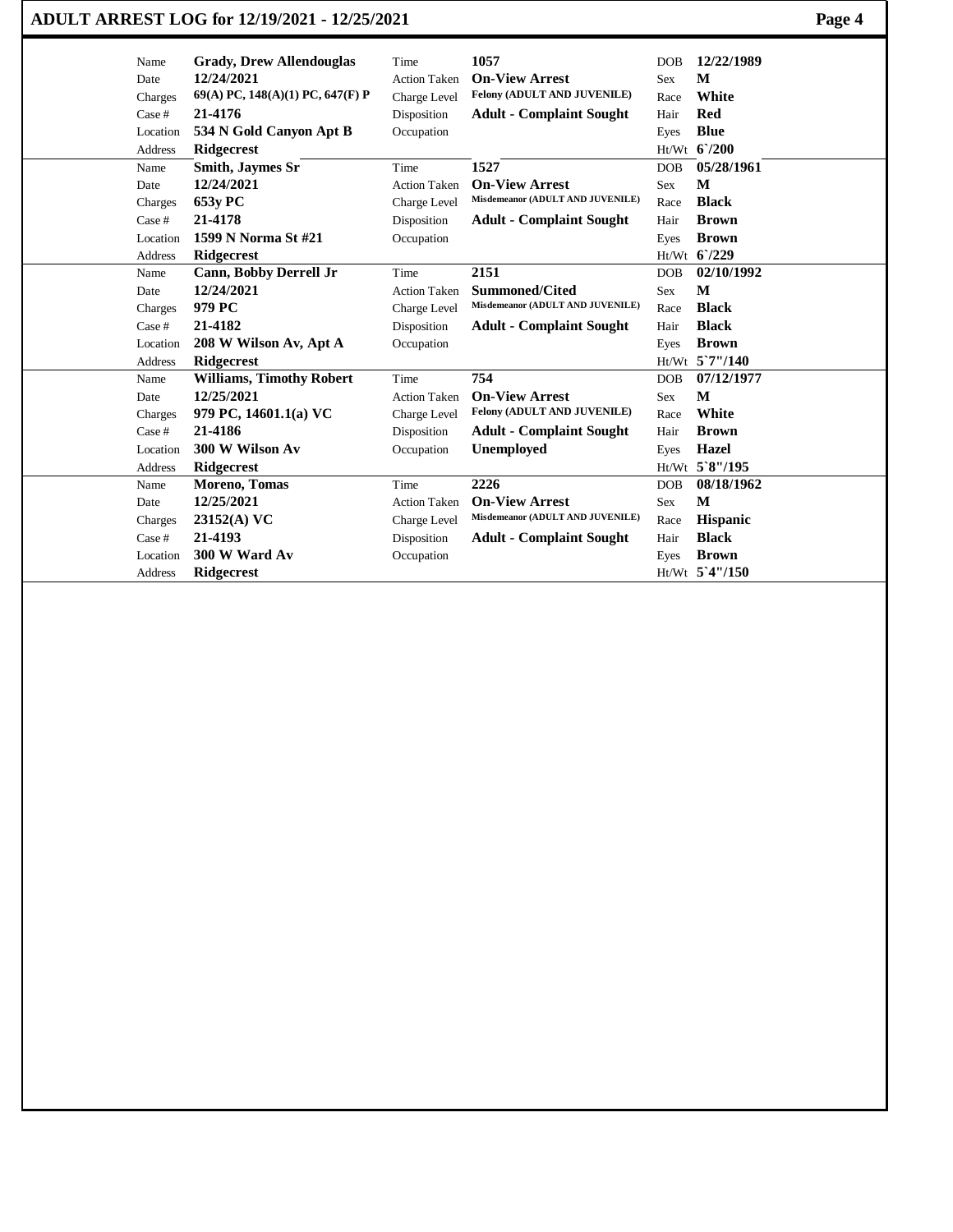| Name | Grady, Drew Allendouglas | Time | 1057 | DOB | 12/22/1989 |
|---|---|---|---|---|---|
| Date | 12/24/2021 | Action Taken | On-View Arrest | Sex | M |
| Charges | 69(A) PC, 148(A)(1) PC, 647(F) P | Charge Level | Felony (ADULT AND JUVENILE) | Race | White |
| Case # | 21-4176 | Disposition | Adult - Complaint Sought | Hair | Red |
| Location | 534 N Gold Canyon Apt B | Occupation | | Eyes | Blue |
| Address | Ridgecrest | | | Ht/Wt | 6`/200 |

| Name | Smith, Jaymes Sr | Time | 1527 | DOB | 05/28/1961 |
|---|---|---|---|---|---|
| Date | 12/24/2021 | Action Taken | On-View Arrest | Sex | M |
| Charges | 653y PC | Charge Level | Misdemeanor (ADULT AND JUVENILE) | Race | Black |
| Case # | 21-4178 | Disposition | Adult - Complaint Sought | Hair | Brown |
| Location | 1599 N Norma St #21 | Occupation | | Eyes | Brown |
| Address | Ridgecrest | | | Ht/Wt | 6`/229 |

| Name | Cann, Bobby Derrell Jr | Time | 2151 | DOB | 02/10/1992 |
|---|---|---|---|---|---|
| Date | 12/24/2021 | Action Taken | Summoned/Cited | Sex | M |
| Charges | 979 PC | Charge Level | Misdemeanor (ADULT AND JUVENILE) | Race | Black |
| Case # | 21-4182 | Disposition | Adult - Complaint Sought | Hair | Black |
| Location | 208 W Wilson Av, Apt A | Occupation | | Eyes | Brown |
| Address | Ridgecrest | | | Ht/Wt | 5`7"/140 |

| Name | Williams, Timothy Robert | Time | 754 | DOB | 07/12/1977 |
|---|---|---|---|---|---|
| Date | 12/25/2021 | Action Taken | On-View Arrest | Sex | M |
| Charges | 979 PC, 14601.1(a) VC | Charge Level | Felony (ADULT AND JUVENILE) | Race | White |
| Case # | 21-4186 | Disposition | Adult - Complaint Sought | Hair | Brown |
| Location | 300 W Wilson Av | Occupation | Unemployed | Eyes | Hazel |
| Address | Ridgecrest | | | Ht/Wt | 5`8"/195 |

| Name | Moreno, Tomas | Time | 2226 | DOB | 08/18/1962 |
|---|---|---|---|---|---|
| Date | 12/25/2021 | Action Taken | On-View Arrest | Sex | M |
| Charges | 23152(A) VC | Charge Level | Misdemeanor (ADULT AND JUVENILE) | Race | Hispanic |
| Case # | 21-4193 | Disposition | Adult - Complaint Sought | Hair | Black |
| Location | 300 W Ward Av | Occupation | | Eyes | Brown |
| Address | Ridgecrest | | | Ht/Wt | 5`4"/150 |